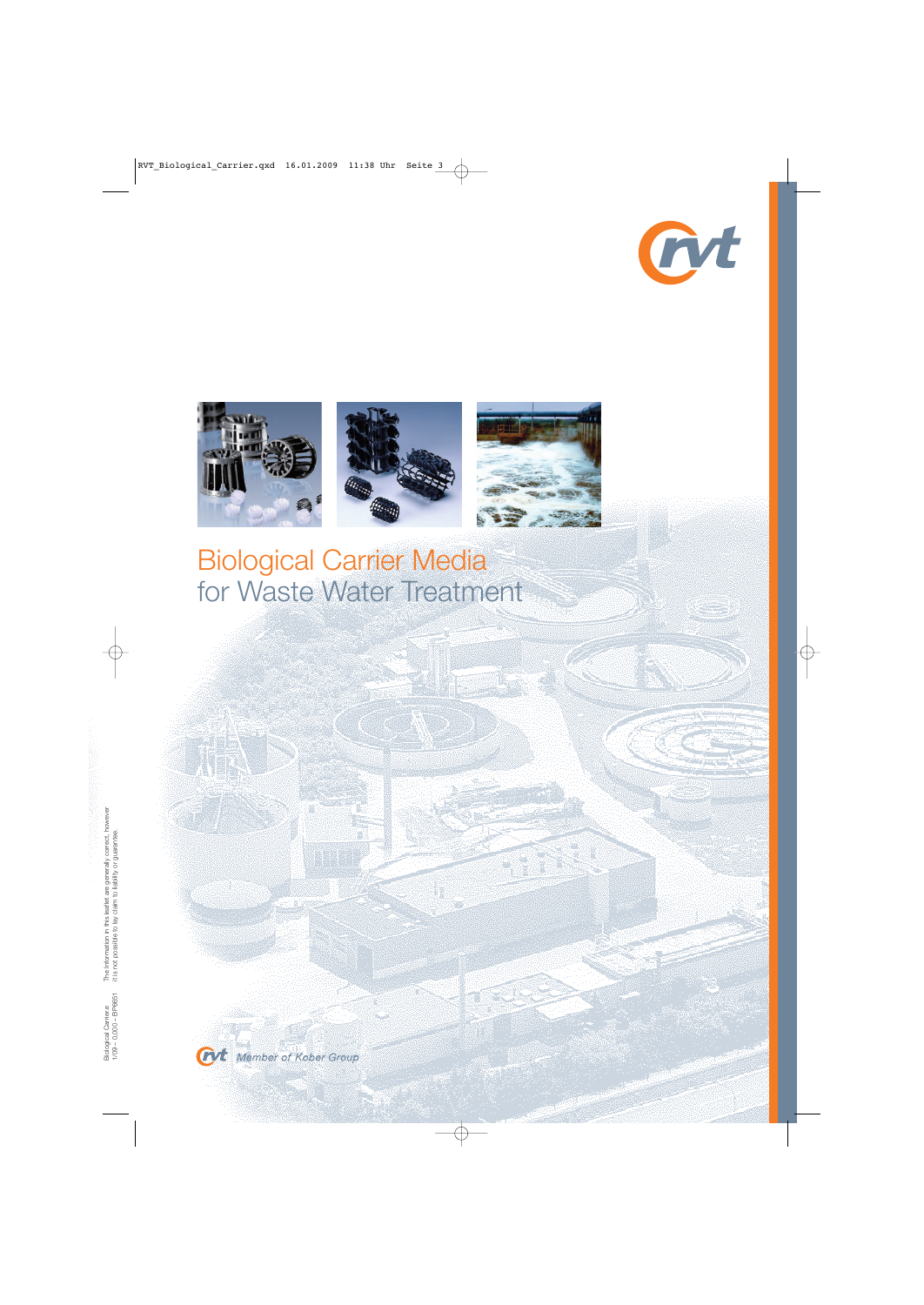# Biological Carrier Media
## for Waste Water Treatment

rvt Member of Kober Group

Biological Carriers e
1/09 – 0,000 – BP6651

The information in this leaflet are generally correct, however it is not possible to lay claim to liability or guarantee.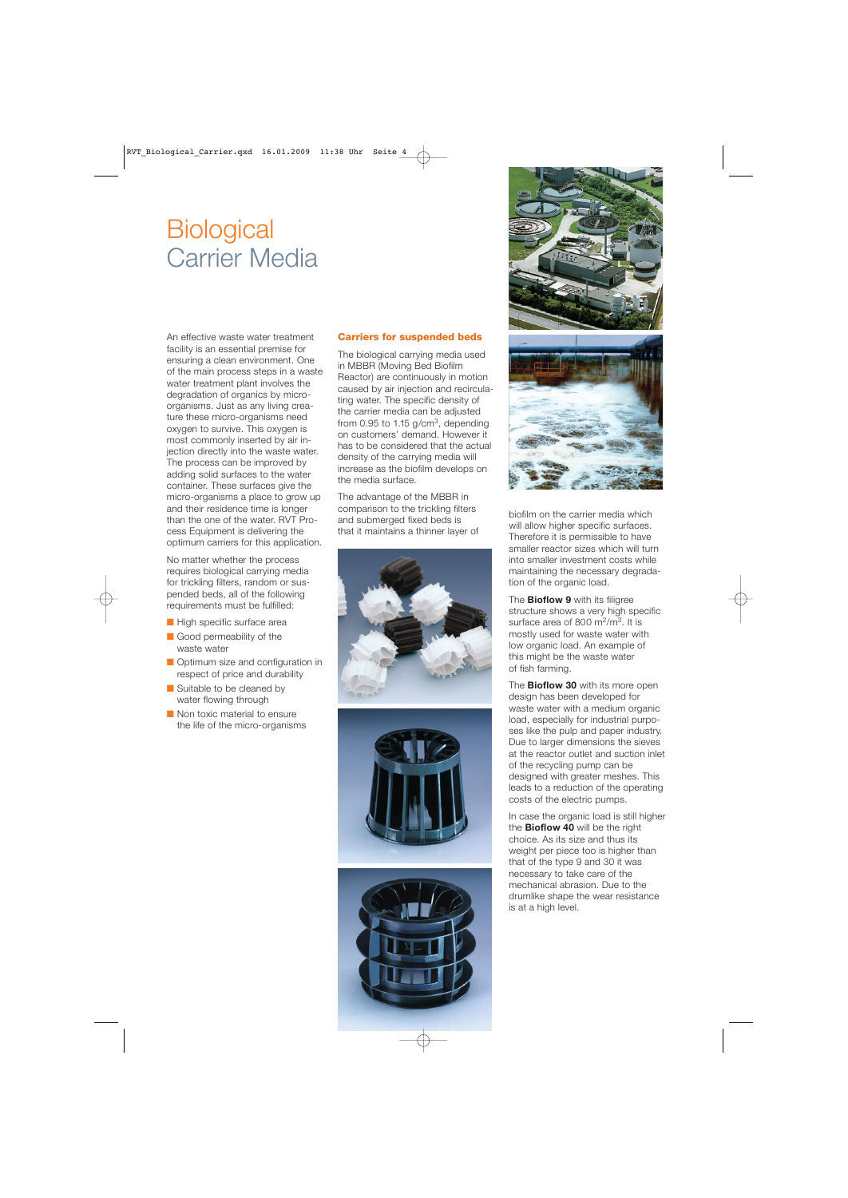# Biological Carrier Media

An effective waste water treatment facility is an essential premise for ensuring a clean environment. One of the main process steps in a waste water treatment plant involves the degradation of organics by micro-organisms. Just as any living creature these micro-organisms need oxygen to survive. This oxygen is most commonly inserted by air injection directly into the waste water. The process can be improved by adding solid surfaces to the water container. These surfaces give the micro-organisms a place to grow up and their residence time is longer than the one of the water. RVT Process Equipment is delivering the optimum carriers for this application.

No matter whether the process requires biological carrying media for trickling filters, random or suspended beds, all of the following requirements must be fulfilled:

- High specific surface area
- Good permeability of the waste water
- Optimum size and configuration in respect of price and durability
- Suitable to be cleaned by water flowing through
- Non toxic material to ensure the life of the micro-organisms

## Carriers for suspended beds

The biological carrying media used in MBBR (Moving Bed Biofilm Reactor) are continuously in motion caused by air injection and recirculating water. The specific density of the carrier media can be adjusted from 0.95 to 1.15 g/cm$^3$, depending on customers' demand. However it has to be considered that the actual density of the carrying media will increase as the biofilm develops on the media surface.

The advantage of the MBBR in comparison to the trickling filters and submerged fixed beds is that it maintains a thinner layer of biofilm on the carrier media which will allow higher specific surfaces. Therefore it is permissible to have smaller reactor sizes which will turn into smaller investment costs while maintaining the necessary degradation of the organic load.

The **Bioflow 9** with its filigree structure shows a very high specific surface area of 800 m$^2$/m$^3$. It is mostly used for waste water with low organic load. An example of this might be the waste water of fish farming.

The **Bioflow 30** with its more open design has been developed for waste water with a medium organic load, especially for industrial purposes like the pulp and paper industry. Due to larger dimensions the sieves at the reactor outlet and suction inlet of the recycling pump can be designed with greater meshes. This leads to a reduction of the operating costs of the electric pumps.

In case the organic load is still higher the **Bioflow 40** will be the right choice. As its size and thus its weight per piece too is higher than that of the type 9 and 30 it was necessary to take care of the mechanical abrasion. Due to the drumlike shape the wear resistance is at a high level.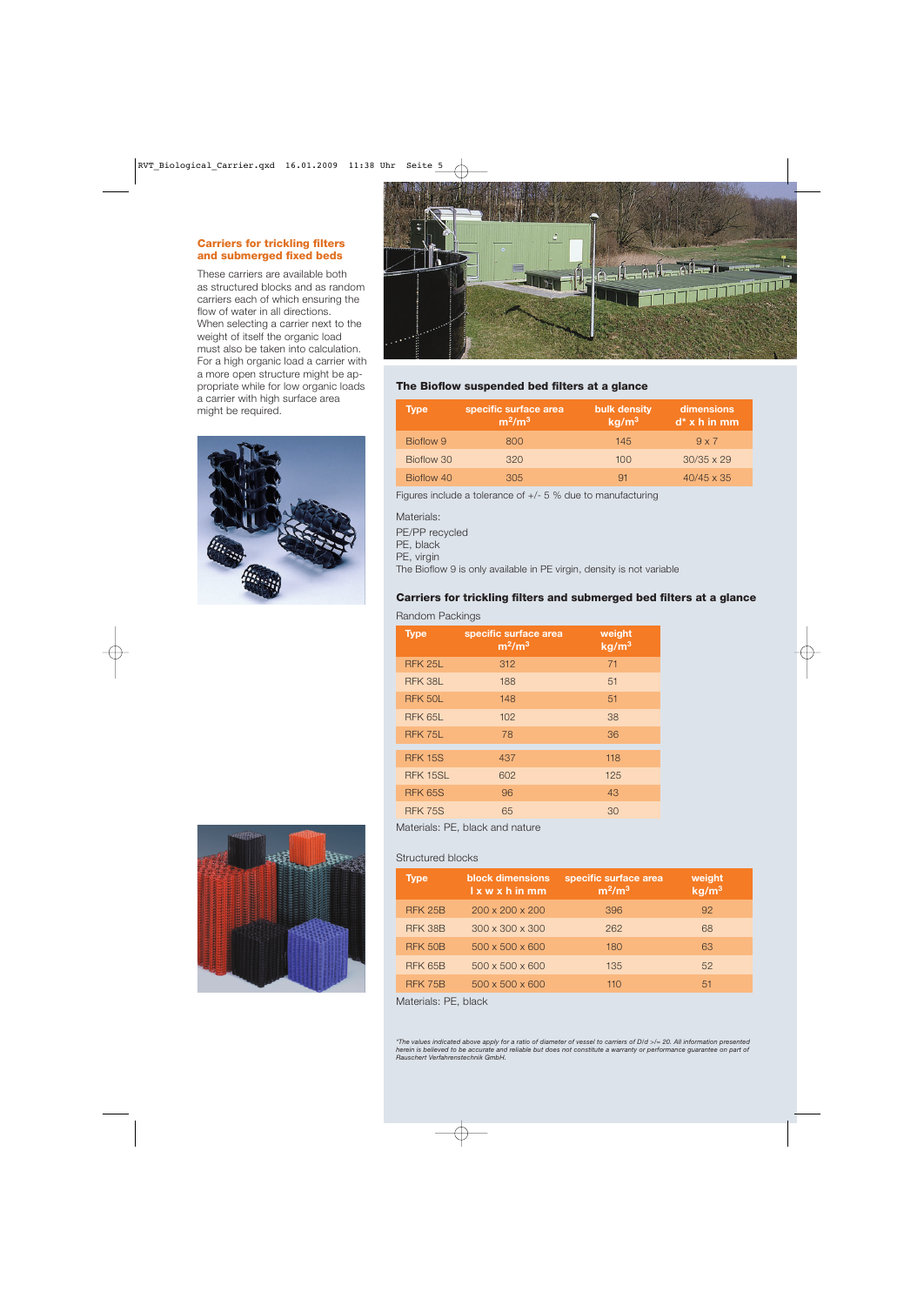## Carriers for trickling filters and submerged fixed beds

These carriers are available both as structured blocks and as random carriers each of which ensuring the flow of water in all directions. When selecting a carrier next to the weight of itself the organic load must also be taken into calculation. For a high organic load a carrier with a more open structure might be appropriate while for low organic loads a carrier with high surface area might be required.

### The Bioflow suspended bed filters at a glance

| Type | specific surface area $m^2/m^3$ | bulk density $kg/m^3$ | dimensions d* x h in mm |
|---|---|---|---|
| Bioflow 9 | 800 | 145 | 9 x 7 |
| Bioflow 30 | 320 | 100 | 30/35 x 29 |
| Bioflow 40 | 305 | 91 | 40/45 x 35 |

Figures include a tolerance of +/- 5 % due to manufacturing

Materials:
PE/PP recycled
PE, black
PE, virgin
The Bioflow 9 is only available in PE virgin, density is not variable

### Carriers for trickling filters and submerged bed filters at a glance

Random Packings

| Type | specific surface area $m^2/m^3$ | weight $kg/m^3$ |
|---|---|---|
| RFK 25L | 312 | 71 |
| RFK 38L | 188 | 51 |
| RFK 50L | 148 | 51 |
| RFK 65L | 102 | 38 |
| RFK 75L | 78 | 36 |
| RFK 15S | 437 | 118 |
| RFK 15SL | 602 | 125 |
| RFK 65S | 96 | 43 |
| RFK 75S | 65 | 30 |

Materials: PE, black and nature

Structured blocks

| Type | block dimensions l x w x h in mm | specific surface area $m^2/m^3$ | weight $kg/m^3$ |
|---|---|---|---|
| RFK 25B | 200 x 200 x 200 | 396 | 92 |
| RFK 38B | 300 x 300 x 300 | 262 | 68 |
| RFK 50B | 500 x 500 x 600 | 180 | 63 |
| RFK 65B | 500 x 500 x 600 | 135 | 52 |
| RFK 75B | 500 x 500 x 600 | 110 | 51 |

Materials: PE, black

*\*The values indicated above apply for a ratio of diameter of vessel to carriers of D/d >/= 20. All information presented herein is believed to be accurate and reliable but does not constitute a warranty or performance guarantee on part of Rauschert Verfahrenstechnik GmbH.*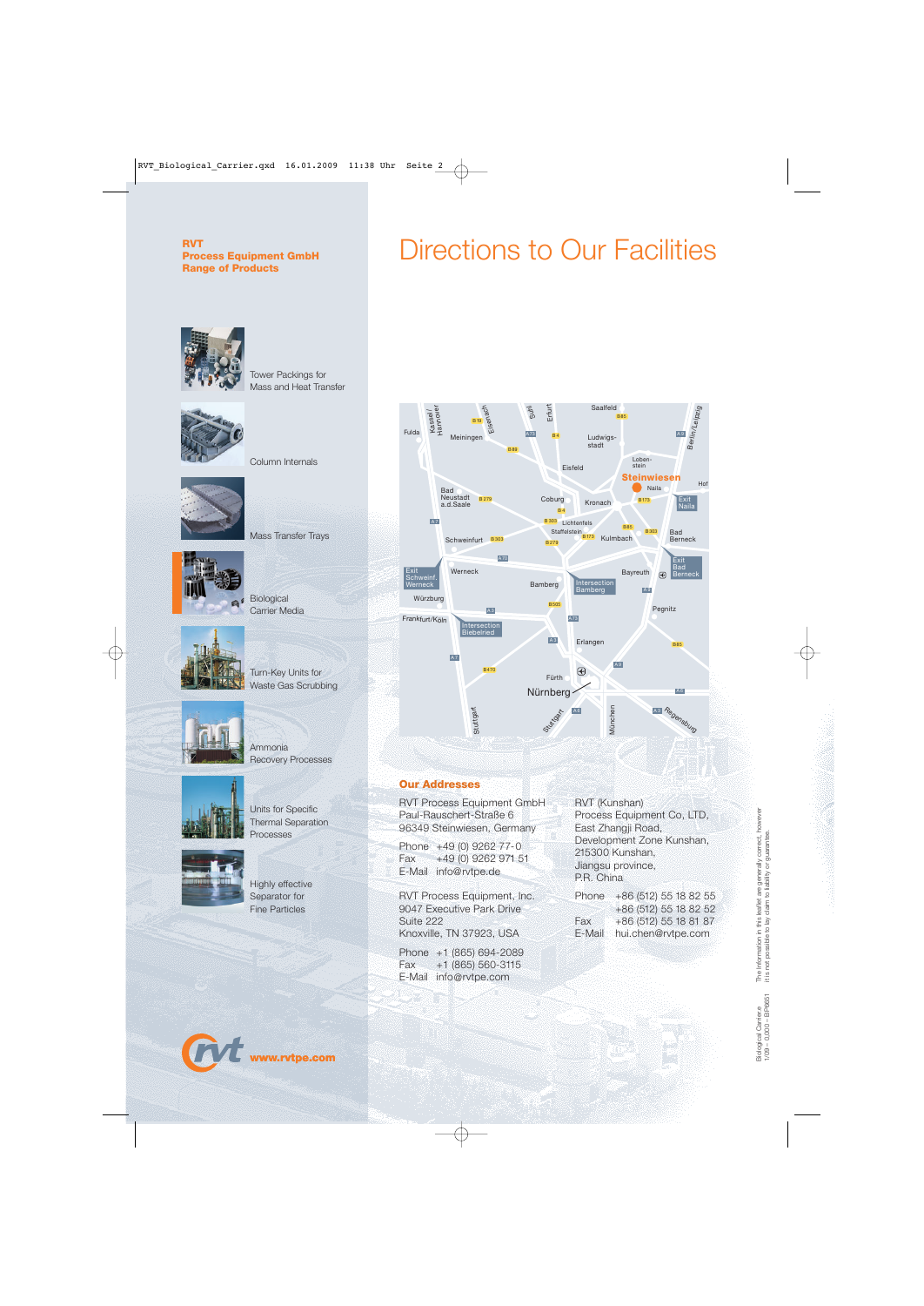**RVT**
**Process Equipment GmbH**
**Range of Products**

Tower Packings for Mass and Heat Transfer

Column Internals

Mass Transfer Trays

Biological Carrier Media

Turn-Key Units for Waste Gas Scrubbing

Ammonia Recovery Processes

Units for Specific Thermal Separation Processes

Highly effective Separator for Fine Particles

www.rvtpe.com

# Directions to Our Facilities

Saalfeld
B85
Berlin/Leipzig
A9
Kassel/Hannover
B19
Eisenach
Suhl
Erfurt
A73
B4
Fulda
Meiningen
B89
Ludwigsstadt
Lobenstein
Eisfeld
Steinwiesen
Naila
Hof
Bad Neustadt a.d.Saale
B279
Coburg
Kronach
B173
Exit Naila
B4
B303
Lichtenfels
Staffelstein
B85
B303
A7
Schweinfurt
B303
B279
B173
Kulmbach
Bad Berneck
A70
Exit Bad Berneck
Exit Schweinf. Werneck
Werneck
Bamberg
Intersection Bamberg
Bayreuth
A9
Würzburg
B505
Pegnitz
Frankfurt/Köln
A3
A73
Intersection Biebelried
A3
Erlangen
A7
B85
A9
B470
Fürth
Nürnberg
A6
A3
Stuttgart
Stuttgart
A6
München
A3
Regensburg

## Our Addresses

RVT Process Equipment GmbH
Paul-Rauschert-Straße 6
96349 Steinwiesen, Germany

Phone +49 (0) 9262 77-0
Fax +49 (0) 9262 971 51
E-Mail info@rvtpe.de

RVT Process Equipment, Inc.
9047 Executive Park Drive
Suite 222
Knoxville, TN 37923, USA

Phone +1 (865) 694-2089
Fax +1 (865) 560-3115
E-Mail info@rvtpe.com

RVT (Kunshan)
Process Equipment Co, LTD,
East Zhangji Road,
Development Zone Kunshan,
215300 Kunshan,
Jiangsu province,
P.R. China

Phone +86 (512) 55 18 82 55
+86 (512) 55 18 82 52
Fax +86 (512) 55 18 81 87
E-Mail hui.chen@rvtpe.com

The information in this leaflet are generally correct, however it is not possible to lay claim to liability or guarantee.

Biological Carriere
1/09 – 0,000 – BP6651